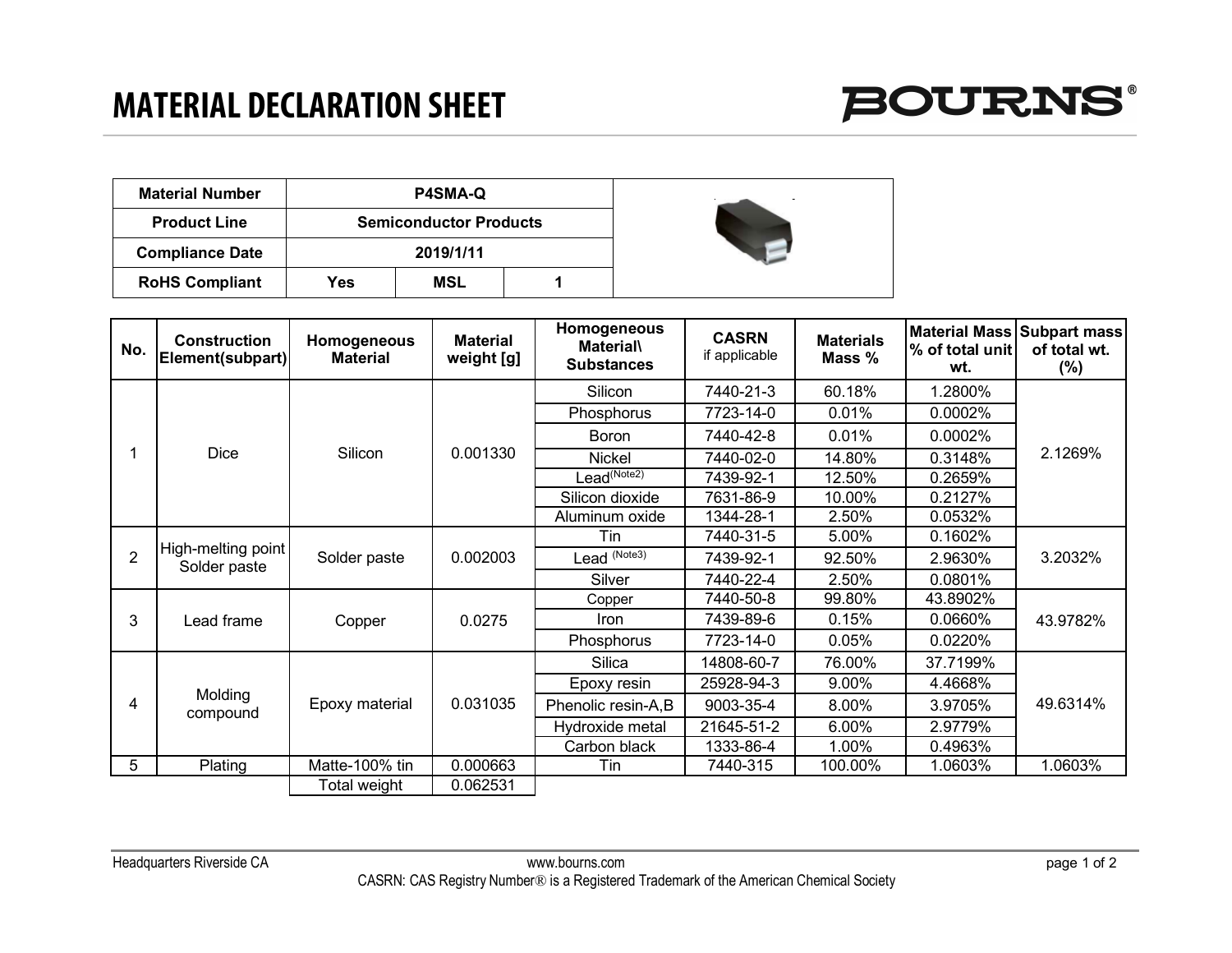# MATERIAL DECLARATION SHEET

BOURNS®

| Material Number | P4SMA-Q | | |
|---|---|---|---|
| Product Line | Semiconductor Products | | |
| Compliance Date | 2019/1/11 | | |
| RoHS Compliant | Yes | MSL | 1 |

| No. | Construction Element(subpart) | Homogeneous Material | Material weight [g] | Homogeneous Material\ Substances | CASRN if applicable | Materials Mass % | Material Mass % of total unit wt. | Subpart mass of total wt. (%) |
|---|---|---|---|---|---|---|---|---|
| 1 | Dice | Silicon | 0.001330 | Silicon | 7440-21-3 | 60.18% | 1.2800% | 2.1269% |
| | | | | Phosphorus | 7723-14-0 | 0.01% | 0.0002% | |
| | | | | Boron | 7440-42-8 | 0.01% | 0.0002% | |
| | | | | Nickel | 7440-02-0 | 14.80% | 0.3148% | |
| | | | | Lead(Note2) | 7439-92-1 | 12.50% | 0.2659% | |
| | | | | Silicon dioxide | 7631-86-9 | 10.00% | 0.2127% | |
| | | | | Aluminum oxide | 1344-28-1 | 2.50% | 0.0532% | |
| 2 | High-melting point Solder paste | Solder paste | 0.002003 | Tin | 7440-31-5 | 5.00% | 0.1602% | 3.2032% |
| | | | | Lead (Note3) | 7439-92-1 | 92.50% | 2.9630% | |
| | | | | Silver | 7440-22-4 | 2.50% | 0.0801% | |
| 3 | Lead frame | Copper | 0.0275 | Copper | 7440-50-8 | 99.80% | 43.8902% | 43.9782% |
| | | | | Iron | 7439-89-6 | 0.15% | 0.0660% | |
| | | | | Phosphorus | 7723-14-0 | 0.05% | 0.0220% | |
| 4 | Molding compound | Epoxy material | 0.031035 | Silica | 14808-60-7 | 76.00% | 37.7199% | 49.6314% |
| | | | | Epoxy resin | 25928-94-3 | 9.00% | 4.4668% | |
| | | | | Phenolic resin-A,B | 9003-35-4 | 8.00% | 3.9705% | |
| | | | | Hydroxide metal | 21645-51-2 | 6.00% | 2.9779% | |
| | | | | Carbon black | 1333-86-4 | 1.00% | 0.4963% | |
| 5 | Plating | Matte-100% tin | 0.000663 | Tin | 7440-315 | 100.00% | 1.0603% | 1.0603% |
| | | Total weight | 0.062531 | | | | | |

Headquarters Riverside CA www.bourns.com

CASRN: CAS Registry Number® is a Registered Trademark of the American Chemical Society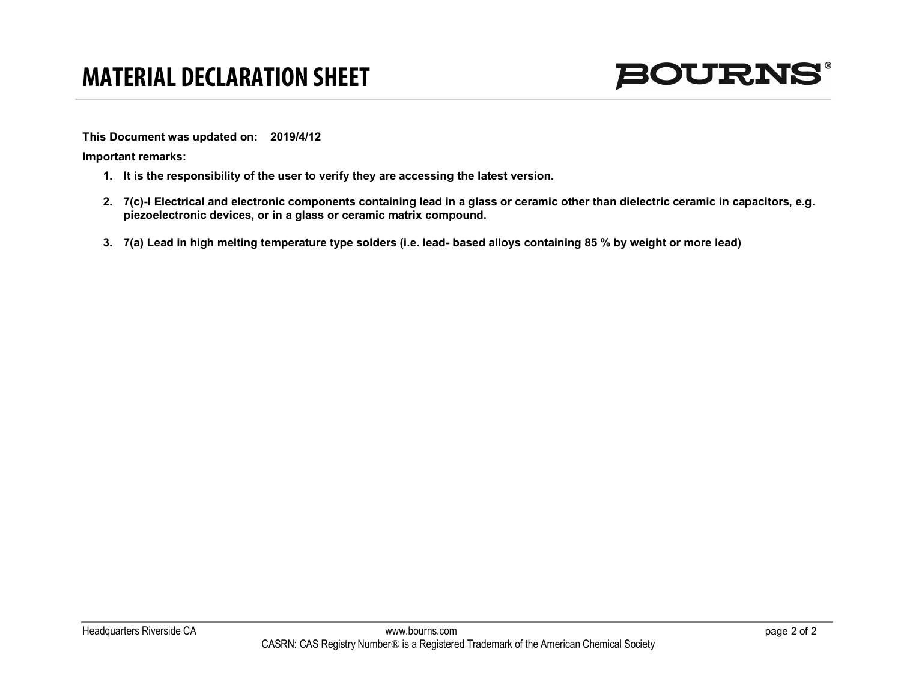# MATERIAL DECLARATION SHEET

**This Document was updated on: 2019/4/12**

**Important remarks:**

1. **It is the responsibility of the user to verify they are accessing the latest version.**
2. **7(c)-I Electrical and electronic components containing lead in a glass or ceramic other than dielectric ceramic in capacitors, e.g. piezoelectronic devices, or in a glass or ceramic matrix compound.**
3. **7(a) Lead in high melting temperature type solders (i.e. lead- based alloys containing 85 % by weight or more lead)**

Headquarters Riverside CA

www.bourns.com

CASRN: CAS Registry Number® is a Registered Trademark of the American Chemical Society